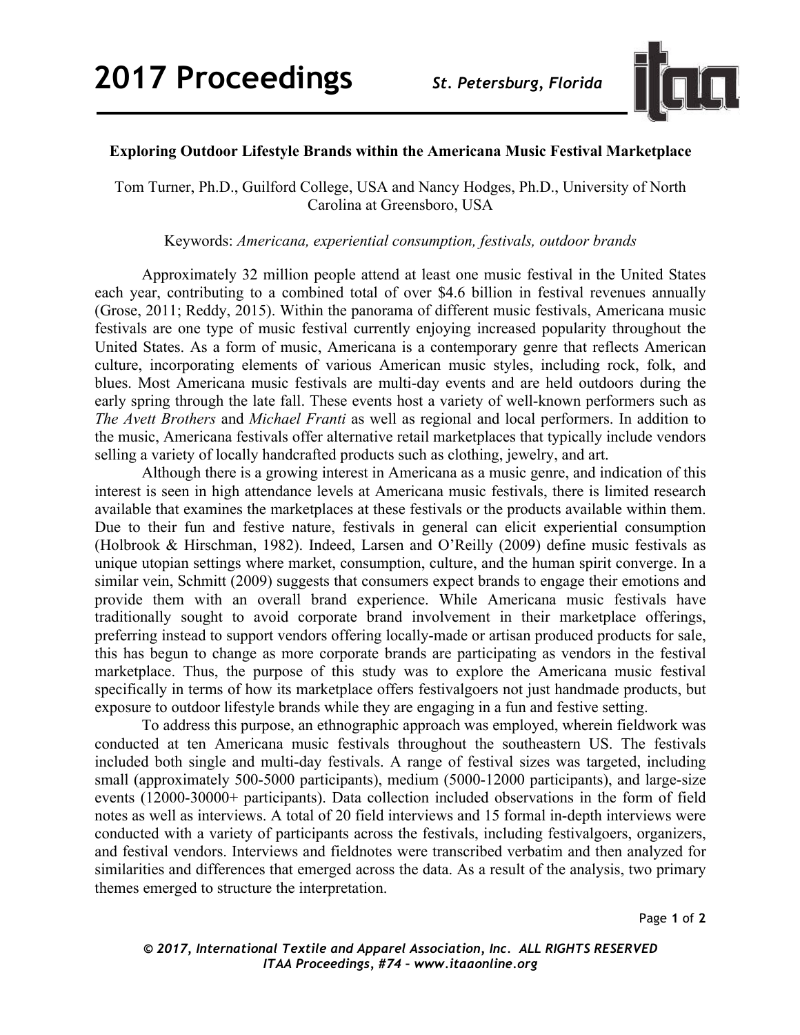# Exploring Outdoor Lifestyle Brands within the Americana Music Festival Marketplace

Tom Turner, Ph.D., Guilford College, USA and Nancy Hodges, Ph.D., University of North Carolina at Greensboro, USA

Keywords: *Americana, experiential consumption, festivals, outdoor brands*

Approximately 32 million people attend at least one music festival in the United States each year, contributing to a combined total of over $4.6 billion in festival revenues annually (Grose, 2011; Reddy, 2015). Within the panorama of different music festivals, Americana music festivals are one type of music festival currently enjoying increased popularity throughout the United States. As a form of music, Americana is a contemporary genre that reflects American culture, incorporating elements of various American music styles, including rock, folk, and blues. Most Americana music festivals are multi-day events and are held outdoors during the early spring through the late fall. These events host a variety of well-known performers such as *The Avett Brothers* and *Michael Franti* as well as regional and local performers. In addition to the music, Americana festivals offer alternative retail marketplaces that typically include vendors selling a variety of locally handcrafted products such as clothing, jewelry, and art.

Although there is a growing interest in Americana as a music genre, and indication of this interest is seen in high attendance levels at Americana music festivals, there is limited research available that examines the marketplaces at these festivals or the products available within them. Due to their fun and festive nature, festivals in general can elicit experiential consumption (Holbrook & Hirschman, 1982). Indeed, Larsen and O'Reilly (2009) define music festivals as unique utopian settings where market, consumption, culture, and the human spirit converge. In a similar vein, Schmitt (2009) suggests that consumers expect brands to engage their emotions and provide them with an overall brand experience. While Americana music festivals have traditionally sought to avoid corporate brand involvement in their marketplace offerings, preferring instead to support vendors offering locally-made or artisan produced products for sale, this has begun to change as more corporate brands are participating as vendors in the festival marketplace. Thus, the purpose of this study was to explore the Americana music festival specifically in terms of how its marketplace offers festivalgoers not just handmade products, but exposure to outdoor lifestyle brands while they are engaging in a fun and festive setting.

To address this purpose, an ethnographic approach was employed, wherein fieldwork was conducted at ten Americana music festivals throughout the southeastern US. The festivals included both single and multi-day festivals. A range of festival sizes was targeted, including small (approximately 500-5000 participants), medium (5000-12000 participants), and large-size events (12000-30000+ participants). Data collection included observations in the form of field notes as well as interviews. A total of 20 field interviews and 15 formal in-depth interviews were conducted with a variety of participants across the festivals, including festivalgoers, organizers, and festival vendors. Interviews and fieldnotes were transcribed verbatim and then analyzed for similarities and differences that emerged across the data. As a result of the analysis, two primary themes emerged to structure the interpretation.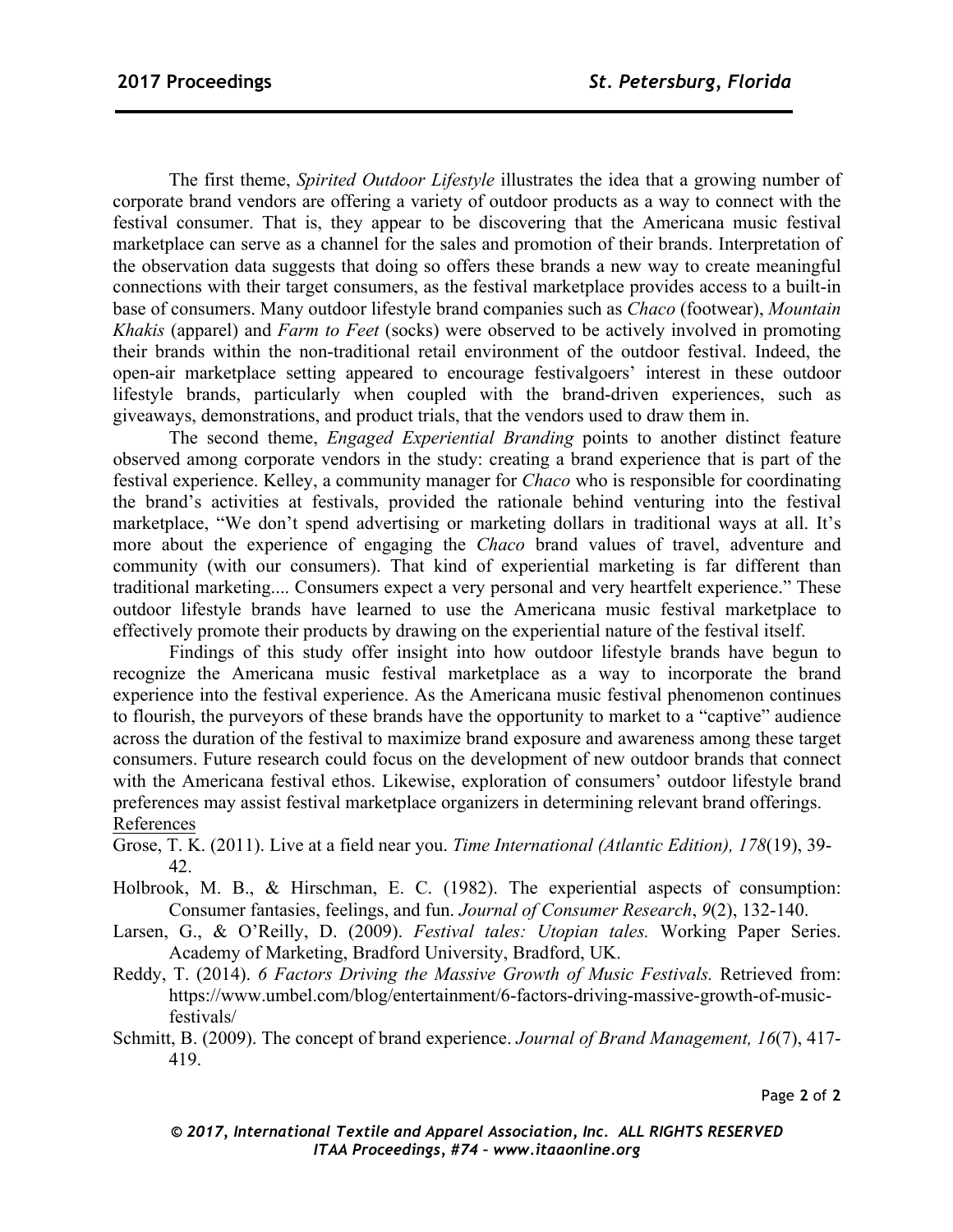The first theme, *Spirited Outdoor Lifestyle* illustrates the idea that a growing number of corporate brand vendors are offering a variety of outdoor products as a way to connect with the festival consumer. That is, they appear to be discovering that the Americana music festival marketplace can serve as a channel for the sales and promotion of their brands. Interpretation of the observation data suggests that doing so offers these brands a new way to create meaningful connections with their target consumers, as the festival marketplace provides access to a built-in base of consumers. Many outdoor lifestyle brand companies such as *Chaco* (footwear), *Mountain Khakis* (apparel) and *Farm to Feet* (socks) were observed to be actively involved in promoting their brands within the non-traditional retail environment of the outdoor festival. Indeed, the open-air marketplace setting appeared to encourage festivalgoers' interest in these outdoor lifestyle brands, particularly when coupled with the brand-driven experiences, such as giveaways, demonstrations, and product trials, that the vendors used to draw them in.

The second theme, *Engaged Experiential Branding* points to another distinct feature observed among corporate vendors in the study: creating a brand experience that is part of the festival experience. Kelley, a community manager for *Chaco* who is responsible for coordinating the brand's activities at festivals, provided the rationale behind venturing into the festival marketplace, "We don't spend advertising or marketing dollars in traditional ways at all. It's more about the experience of engaging the *Chaco* brand values of travel, adventure and community (with our consumers). That kind of experiential marketing is far different than traditional marketing.... Consumers expect a very personal and very heartfelt experience." These outdoor lifestyle brands have learned to use the Americana music festival marketplace to effectively promote their products by drawing on the experiential nature of the festival itself.

Findings of this study offer insight into how outdoor lifestyle brands have begun to recognize the Americana music festival marketplace as a way to incorporate the brand experience into the festival experience. As the Americana music festival phenomenon continues to flourish, the purveyors of these brands have the opportunity to market to a "captive" audience across the duration of the festival to maximize brand exposure and awareness among these target consumers. Future research could focus on the development of new outdoor brands that connect with the Americana festival ethos. Likewise, exploration of consumers' outdoor lifestyle brand preferences may assist festival marketplace organizers in determining relevant brand offerings.

## References

Grose, T. K. (2011). Live at a field near you. *Time International (Atlantic Edition), 178*(19), 39-42.

Holbrook, M. B., & Hirschman, E. C. (1982). The experiential aspects of consumption: Consumer fantasies, feelings, and fun. *Journal of Consumer Research*, *9*(2), 132-140.

Larsen, G., & O'Reilly, D. (2009). *Festival tales: Utopian tales.* Working Paper Series. Academy of Marketing, Bradford University, Bradford, UK.

Reddy, T. (2014). *6 Factors Driving the Massive Growth of Music Festivals.* Retrieved from: https://www.umbel.com/blog/entertainment/6-factors-driving-massive-growth-of-music-festivals/

Schmitt, B. (2009). The concept of brand experience. *Journal of Brand Management, 16*(7), 417-419.